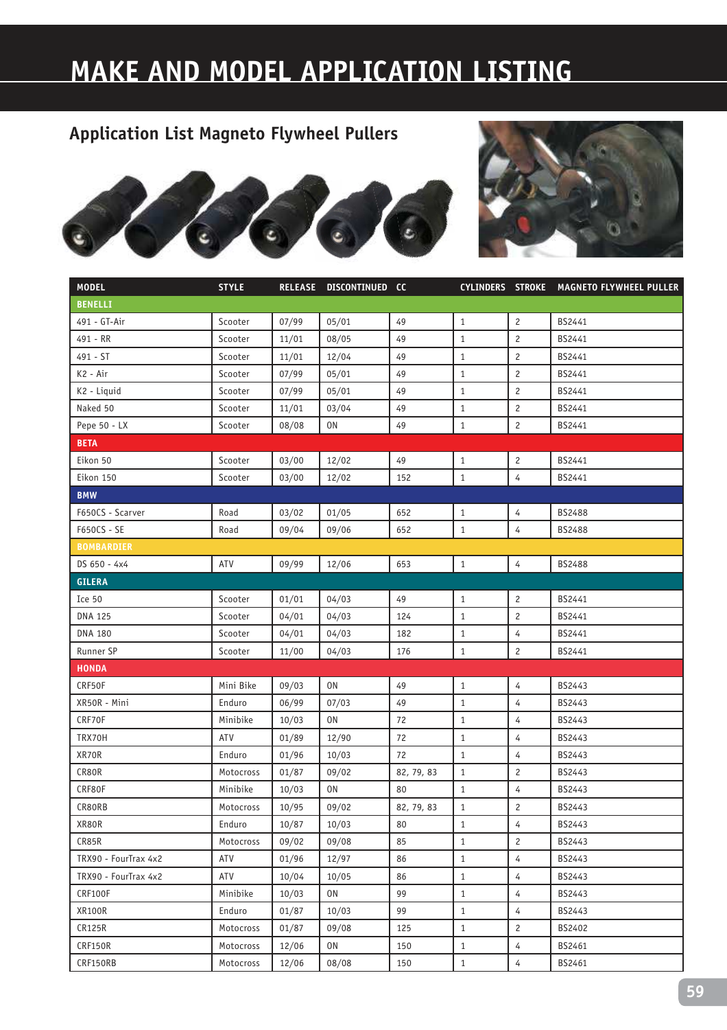# MAKE AND MODEL APPLICATION LISTING

## Application List Magneto Flywheel Pullers

| MODEL | STYLE | RELEASE | DISCONTINUED | CC | CYLINDERS | STROKE | MAGNETO FLYWHEEL PULLER |
|---|---|---|---|---|---|---|---|
| **BENELLI** | | | | | | | |
| 491 - GT-Air | Scooter | 07/99 | 05/01 | 49 | 1 | 2 | BS2441 |
| 491 - RR | Scooter | 11/01 | 08/05 | 49 | 1 | 2 | BS2441 |
| 491 - ST | Scooter | 11/01 | 12/04 | 49 | 1 | 2 | BS2441 |
| K2 - Air | Scooter | 07/99 | 05/01 | 49 | 1 | 2 | BS2441 |
| K2 - Liquid | Scooter | 07/99 | 05/01 | 49 | 1 | 2 | BS2441 |
| Naked 50 | Scooter | 11/01 | 03/04 | 49 | 1 | 2 | BS2441 |
| Pepe 50 - LX | Scooter | 08/08 | ON | 49 | 1 | 2 | BS2441 |
| **BETA** | | | | | | | |
| Eikon 50 | Scooter | 03/00 | 12/02 | 49 | 1 | 2 | BS2441 |
| Eikon 150 | Scooter | 03/00 | 12/02 | 152 | 1 | 4 | BS2441 |
| **BMW** | | | | | | | |
| F650CS - Scarver | Road | 03/02 | 01/05 | 652 | 1 | 4 | BS2488 |
| F650CS - SE | Road | 09/04 | 09/06 | 652 | 1 | 4 | BS2488 |
| **BOMBARDIER** | | | | | | | |
| DS 650 - 4x4 | ATV | 09/99 | 12/06 | 653 | 1 | 4 | BS2488 |
| **GILERA** | | | | | | | |
| Ice 50 | Scooter | 01/01 | 04/03 | 49 | 1 | 2 | BS2441 |
| DNA 125 | Scooter | 04/01 | 04/03 | 124 | 1 | 2 | BS2441 |
| DNA 180 | Scooter | 04/01 | 04/03 | 182 | 1 | 4 | BS2441 |
| Runner SP | Scooter | 11/00 | 04/03 | 176 | 1 | 2 | BS2441 |
| **HONDA** | | | | | | | |
| CRF50F | Mini Bike | 09/03 | ON | 49 | 1 | 4 | BS2443 |
| XR50R - Mini | Enduro | 06/99 | 07/03 | 49 | 1 | 4 | BS2443 |
| CRF70F | Minibike | 10/03 | ON | 72 | 1 | 4 | BS2443 |
| TRX70H | ATV | 01/89 | 12/90 | 72 | 1 | 4 | BS2443 |
| XR70R | Enduro | 01/96 | 10/03 | 72 | 1 | 4 | BS2443 |
| CR80R | Motocross | 01/87 | 09/02 | 82, 79, 83 | 1 | 2 | BS2443 |
| CRF80F | Minibike | 10/03 | ON | 80 | 1 | 4 | BS2443 |
| CR80RB | Motocross | 10/95 | 09/02 | 82, 79, 83 | 1 | 2 | BS2443 |
| XR80R | Enduro | 10/87 | 10/03 | 80 | 1 | 4 | BS2443 |
| CR85R | Motocross | 09/02 | 09/08 | 85 | 1 | 2 | BS2443 |
| TRX90 - FourTrax 4x2 | ATV | 01/96 | 12/97 | 86 | 1 | 4 | BS2443 |
| TRX90 - FourTrax 4x2 | ATV | 10/04 | 10/05 | 86 | 1 | 4 | BS2443 |
| CRF100F | Minibike | 10/03 | ON | 99 | 1 | 4 | BS2443 |
| XR100R | Enduro | 01/87 | 10/03 | 99 | 1 | 4 | BS2443 |
| CR125R | Motocross | 01/87 | 09/08 | 125 | 1 | 2 | BS2402 |
| CRF150R | Motocross | 12/06 | ON | 150 | 1 | 4 | BS2461 |
| CRF150RB | Motocross | 12/06 | 08/08 | 150 | 1 | 4 | BS2461 |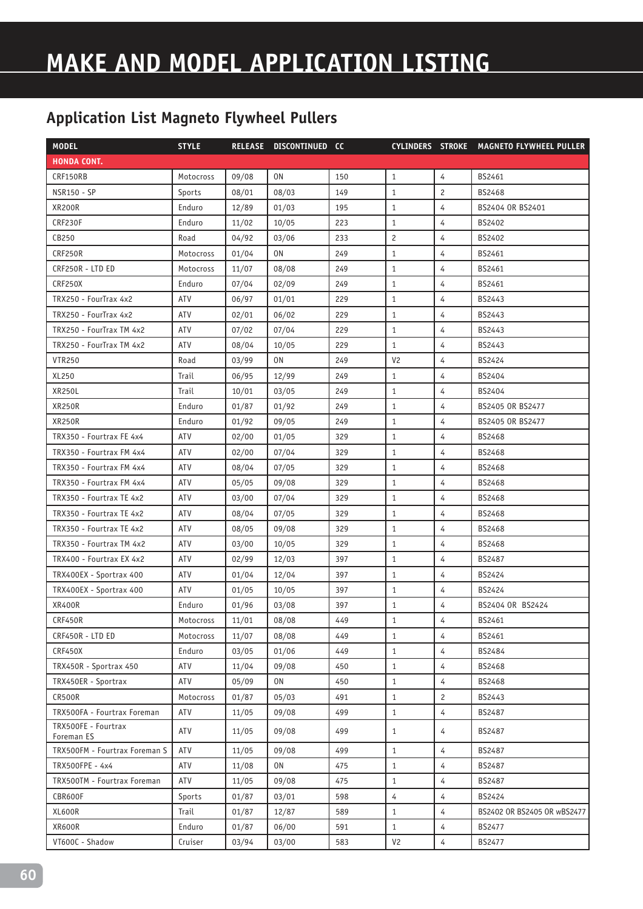# MAKE AND MODEL APPLICATION LISTING

## Application List Magneto Flywheel Pullers

| MODEL | STYLE | RELEASE | DISCONTINUED | CC | CYLINDERS | STROKE | MAGNETO FLYWHEEL PULLER |
|---|---|---|---|---|---|---|---|
| **HONDA CONT.** | | | | | | | |
| CRF150RB | Motocross | 09/08 | ON | 150 | 1 | 4 | BS2461 |
| NSR150 - SP | Sports | 08/01 | 08/03 | 149 | 1 | 2 | BS2468 |
| XR200R | Enduro | 12/89 | 01/03 | 195 | 1 | 4 | BS2404 OR BS2401 |
| CRF230F | Enduro | 11/02 | 10/05 | 223 | 1 | 4 | BS2402 |
| CB250 | Road | 04/92 | 03/06 | 233 | 2 | 4 | BS2402 |
| CRF250R | Motocross | 01/04 | ON | 249 | 1 | 4 | BS2461 |
| CRF250R - LTD ED | Motocross | 11/07 | 08/08 | 249 | 1 | 4 | BS2461 |
| CRF250X | Enduro | 07/04 | 02/09 | 249 | 1 | 4 | BS2461 |
| TRX250 - FourTrax 4x2 | ATV | 06/97 | 01/01 | 229 | 1 | 4 | BS2443 |
| TRX250 - FourTrax 4x2 | ATV | 02/01 | 06/02 | 229 | 1 | 4 | BS2443 |
| TRX250 - FourTrax TM 4x2 | ATV | 07/02 | 07/04 | 229 | 1 | 4 | BS2443 |
| TRX250 - FourTrax TM 4x2 | ATV | 08/04 | 10/05 | 229 | 1 | 4 | BS2443 |
| VTR250 | Road | 03/99 | ON | 249 | V2 | 4 | BS2424 |
| XL250 | Trail | 06/95 | 12/99 | 249 | 1 | 4 | BS2404 |
| XR250L | Trail | 10/01 | 03/05 | 249 | 1 | 4 | BS2404 |
| XR250R | Enduro | 01/87 | 01/92 | 249 | 1 | 4 | BS2405 OR BS2477 |
| XR250R | Enduro | 01/92 | 09/05 | 249 | 1 | 4 | BS2405 OR BS2477 |
| TRX350 - Fourtrax FE 4x4 | ATV | 02/00 | 01/05 | 329 | 1 | 4 | BS2468 |
| TRX350 - Fourtrax FM 4x4 | ATV | 02/00 | 07/04 | 329 | 1 | 4 | BS2468 |
| TRX350 - Fourtrax FM 4x4 | ATV | 08/04 | 07/05 | 329 | 1 | 4 | BS2468 |
| TRX350 - Fourtrax FM 4x4 | ATV | 05/05 | 09/08 | 329 | 1 | 4 | BS2468 |
| TRX350 - Fourtrax TE 4x2 | ATV | 03/00 | 07/04 | 329 | 1 | 4 | BS2468 |
| TRX350 - Fourtrax TE 4x2 | ATV | 08/04 | 07/05 | 329 | 1 | 4 | BS2468 |
| TRX350 - Fourtrax TE 4x2 | ATV | 08/05 | 09/08 | 329 | 1 | 4 | BS2468 |
| TRX350 - Fourtrax TM 4x2 | ATV | 03/00 | 10/05 | 329 | 1 | 4 | BS2468 |
| TRX400 - Fourtrax EX 4x2 | ATV | 02/99 | 12/03 | 397 | 1 | 4 | BS2487 |
| TRX400EX - Sportrax 400 | ATV | 01/04 | 12/04 | 397 | 1 | 4 | BS2424 |
| TRX400EX - Sportrax 400 | ATV | 01/05 | 10/05 | 397 | 1 | 4 | BS2424 |
| XR400R | Enduro | 01/96 | 03/08 | 397 | 1 | 4 | BS2404 OR BS2424 |
| CRF450R | Motocross | 11/01 | 08/08 | 449 | 1 | 4 | BS2461 |
| CRF450R - LTD ED | Motocross | 11/07 | 08/08 | 449 | 1 | 4 | BS2461 |
| CRF450X | Enduro | 03/05 | 01/06 | 449 | 1 | 4 | BS2484 |
| TRX450R - Sportrax 450 | ATV | 11/04 | 09/08 | 450 | 1 | 4 | BS2468 |
| TRX450ER - Sportrax | ATV | 05/09 | ON | 450 | 1 | 4 | BS2468 |
| CR500R | Motocross | 01/87 | 05/03 | 491 | 1 | 2 | BS2443 |
| TRX500FA - Fourtrax Foreman | ATV | 11/05 | 09/08 | 499 | 1 | 4 | BS2487 |
| TRX500FE - Fourtrax Foreman ES | ATV | 11/05 | 09/08 | 499 | 1 | 4 | BS2487 |
| TRX500FM - Fourtrax Foreman S | ATV | 11/05 | 09/08 | 499 | 1 | 4 | BS2487 |
| TRX500FPE - 4x4 | ATV | 11/08 | ON | 475 | 1 | 4 | BS2487 |
| TRX500TM - Fourtrax Foreman | ATV | 11/05 | 09/08 | 475 | 1 | 4 | BS2487 |
| CBR600F | Sports | 01/87 | 03/01 | 598 | 4 | 4 | BS2424 |
| XL600R | Trail | 01/87 | 12/87 | 589 | 1 | 4 | BS2402 OR BS2405 OR wBS2477 |
| XR600R | Enduro | 01/87 | 06/00 | 591 | 1 | 4 | BS2477 |
| VT600C - Shadow | Cruiser | 03/94 | 03/00 | 583 | V2 | 4 | BS2477 |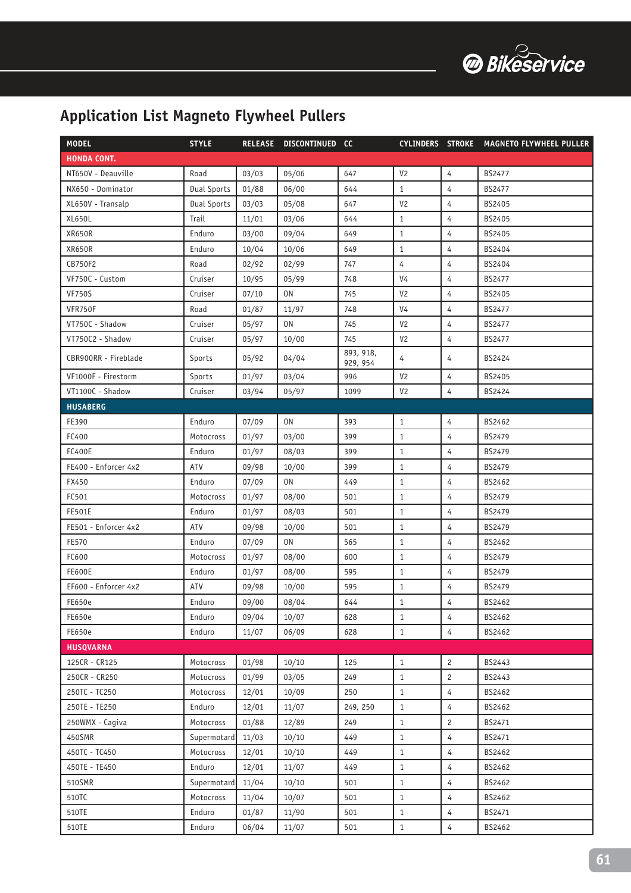## Application List Magneto Flywheel Pullers

| MODEL | STYLE | RELEASE | DISCONTINUED | CC | CYLINDERS | STROKE | MAGNETO FLYWHEEL PULLER |
|---|---|---|---|---|---|---|---|
| **HONDA CONT.** | | | | | | | |
| NT650V - Deauville | Road | 03/03 | 05/06 | 647 | V2 | 4 | BS2477 |
| NX650 - Dominator | Dual Sports | 01/88 | 06/00 | 644 | 1 | 4 | BS2477 |
| XL650V - Transalp | Dual Sports | 03/03 | 05/08 | 647 | V2 | 4 | BS2405 |
| XL650L | Trail | 11/01 | 03/06 | 644 | 1 | 4 | BS2405 |
| XR650R | Enduro | 03/00 | 09/04 | 649 | 1 | 4 | BS2405 |
| XR650R | Enduro | 10/04 | 10/06 | 649 | 1 | 4 | BS2404 |
| CB750F2 | Road | 02/92 | 02/99 | 747 | 4 | 4 | BS2404 |
| VF750C - Custom | Cruiser | 10/95 | 05/99 | 748 | V4 | 4 | BS2477 |
| VF750S | Cruiser | 07/10 | ON | 745 | V2 | 4 | BS2405 |
| VFR750F | Road | 01/87 | 11/97 | 748 | V4 | 4 | BS2477 |
| VT750C - Shadow | Cruiser | 05/97 | ON | 745 | V2 | 4 | BS2477 |
| VT750C2 - Shadow | Cruiser | 05/97 | 10/00 | 745 | V2 | 4 | BS2477 |
| CBR900RR - Fireblade | Sports | 05/92 | 04/04 | 893, 918, 929, 954 | 4 | 4 | BS2424 |
| VF1000F - Firestorm | Sports | 01/97 | 03/04 | 996 | V2 | 4 | BS2405 |
| VT1100C - Shadow | Cruiser | 03/94 | 05/97 | 1099 | V2 | 4 | BS2424 |
| **HUSABERG** | | | | | | | |
| FE390 | Enduro | 07/09 | ON | 393 | 1 | 4 | BS2462 |
| FC400 | Motocross | 01/97 | 03/00 | 399 | 1 | 4 | BS2479 |
| FC400E | Enduro | 01/97 | 08/03 | 399 | 1 | 4 | BS2479 |
| FE400 - Enforcer 4x2 | ATV | 09/98 | 10/00 | 399 | 1 | 4 | BS2479 |
| FX450 | Enduro | 07/09 | ON | 449 | 1 | 4 | BS2462 |
| FC501 | Motocross | 01/97 | 08/00 | 501 | 1 | 4 | BS2479 |
| FE501E | Enduro | 01/97 | 08/03 | 501 | 1 | 4 | BS2479 |
| FE501 - Enforcer 4x2 | ATV | 09/98 | 10/00 | 501 | 1 | 4 | BS2479 |
| FE570 | Enduro | 07/09 | ON | 565 | 1 | 4 | BS2462 |
| FC600 | Motocross | 01/97 | 08/00 | 600 | 1 | 4 | BS2479 |
| FE600E | Enduro | 01/97 | 08/00 | 595 | 1 | 4 | BS2479 |
| EF600 - Enforcer 4x2 | ATV | 09/98 | 10/00 | 595 | 1 | 4 | BS2479 |
| FE650e | Enduro | 09/00 | 08/04 | 644 | 1 | 4 | BS2462 |
| FE650e | Enduro | 09/04 | 10/07 | 628 | 1 | 4 | BS2462 |
| FE650e | Enduro | 11/07 | 06/09 | 628 | 1 | 4 | BS2462 |
| **HUSQVARNA** | | | | | | | |
| 125CR - CR125 | Motocross | 01/98 | 10/10 | 125 | 1 | 2 | BS2443 |
| 250CR - CR250 | Motocross | 01/99 | 03/05 | 249 | 1 | 2 | BS2443 |
| 250TC - TC250 | Motocross | 12/01 | 10/09 | 250 | 1 | 4 | BS2462 |
| 250TE - TE250 | Enduro | 12/01 | 11/07 | 249, 250 | 1 | 4 | BS2462 |
| 250WMX - Cagiva | Motocross | 01/88 | 12/89 | 249 | 1 | 2 | BS2471 |
| 450SMR | Supermotard | 11/03 | 10/10 | 449 | 1 | 4 | BS2471 |
| 450TC - TC450 | Motocross | 12/01 | 10/10 | 449 | 1 | 4 | BS2462 |
| 450TE - TE450 | Enduro | 12/01 | 11/07 | 449 | 1 | 4 | BS2462 |
| 510SMR | Supermotard | 11/04 | 10/10 | 501 | 1 | 4 | BS2462 |
| 510TC | Motocross | 11/04 | 10/07 | 501 | 1 | 4 | BS2462 |
| 510TE | Enduro | 01/87 | 11/90 | 501 | 1 | 4 | BS2471 |
| 510TE | Enduro | 06/04 | 11/07 | 501 | 1 | 4 | BS2462 |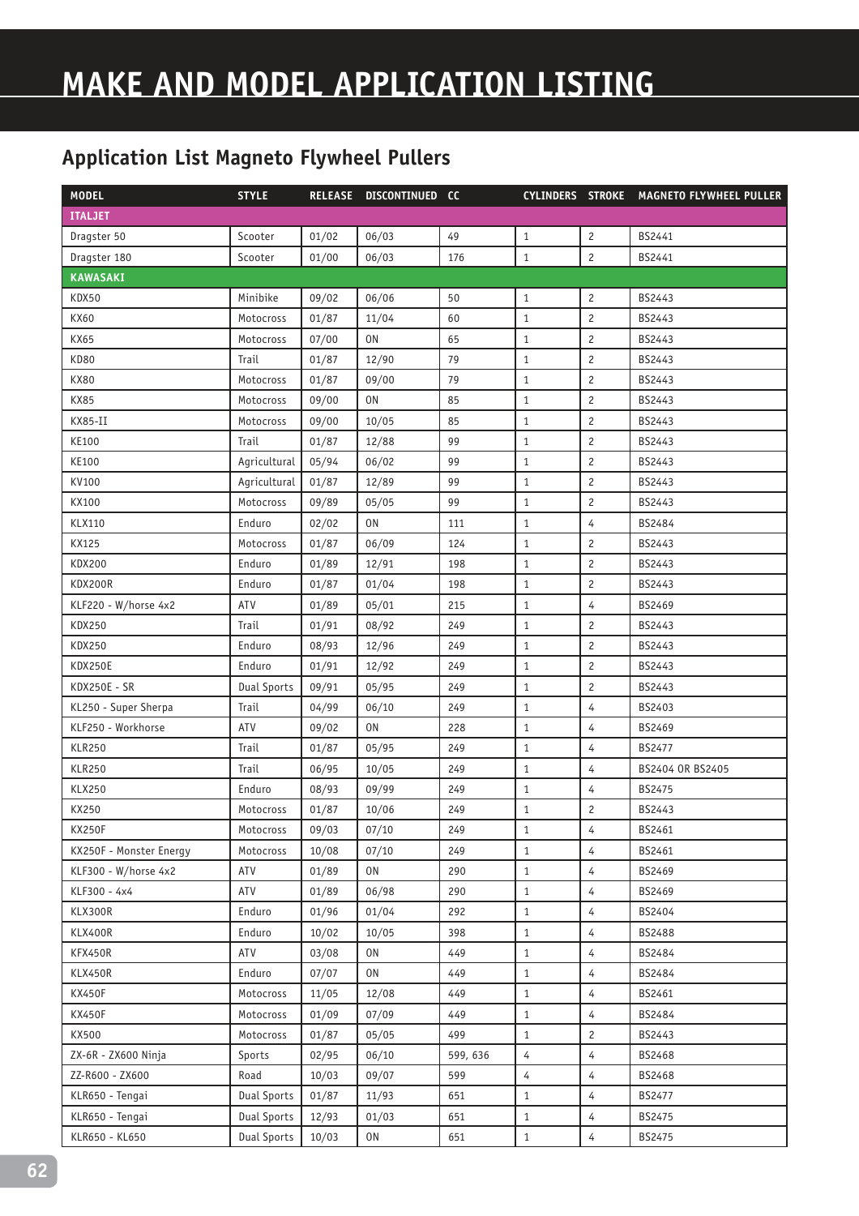# MAKE AND MODEL APPLICATION LISTING

## Application List Magneto Flywheel Pullers

| MODEL | STYLE | RELEASE | DISCONTINUED | CC | CYLINDERS | STROKE | MAGNETO FLYWHEEL PULLER |
|---|---|---|---|---|---|---|---|
| **ITALJET** | | | | | | | |
| Dragster 50 | Scooter | 01/02 | 06/03 | 49 | 1 | 2 | BS2441 |
| Dragster 180 | Scooter | 01/00 | 06/03 | 176 | 1 | 2 | BS2441 |
| **KAWASAKI** | | | | | | | |
| KDX50 | Minibike | 09/02 | 06/06 | 50 | 1 | 2 | BS2443 |
| KX60 | Motocross | 01/87 | 11/04 | 60 | 1 | 2 | BS2443 |
| KX65 | Motocross | 07/00 | ON | 65 | 1 | 2 | BS2443 |
| KD80 | Trail | 01/87 | 12/90 | 79 | 1 | 2 | BS2443 |
| KX80 | Motocross | 01/87 | 09/00 | 79 | 1 | 2 | BS2443 |
| KX85 | Motocross | 09/00 | ON | 85 | 1 | 2 | BS2443 |
| KX85-II | Motocross | 09/00 | 10/05 | 85 | 1 | 2 | BS2443 |
| KE100 | Trail | 01/87 | 12/88 | 99 | 1 | 2 | BS2443 |
| KE100 | Agricultural | 05/94 | 06/02 | 99 | 1 | 2 | BS2443 |
| KV100 | Agricultural | 01/87 | 12/89 | 99 | 1 | 2 | BS2443 |
| KX100 | Motocross | 09/89 | 05/05 | 99 | 1 | 2 | BS2443 |
| KLX110 | Enduro | 02/02 | ON | 111 | 1 | 4 | BS2484 |
| KX125 | Motocross | 01/87 | 06/09 | 124 | 1 | 2 | BS2443 |
| KDX200 | Enduro | 01/89 | 12/91 | 198 | 1 | 2 | BS2443 |
| KDX200R | Enduro | 01/87 | 01/04 | 198 | 1 | 2 | BS2443 |
| KLF220 - W/horse 4x2 | ATV | 01/89 | 05/01 | 215 | 1 | 4 | BS2469 |
| KDX250 | Trail | 01/91 | 08/92 | 249 | 1 | 2 | BS2443 |
| KDX250 | Enduro | 08/93 | 12/96 | 249 | 1 | 2 | BS2443 |
| KDX250E | Enduro | 01/91 | 12/92 | 249 | 1 | 2 | BS2443 |
| KDX250E - SR | Dual Sports | 09/91 | 05/95 | 249 | 1 | 2 | BS2443 |
| KL250 - Super Sherpa | Trail | 04/99 | 06/10 | 249 | 1 | 4 | BS2403 |
| KLF250 - Workhorse | ATV | 09/02 | ON | 228 | 1 | 4 | BS2469 |
| KLR250 | Trail | 01/87 | 05/95 | 249 | 1 | 4 | BS2477 |
| KLR250 | Trail | 06/95 | 10/05 | 249 | 1 | 4 | BS2404 OR BS2405 |
| KLX250 | Enduro | 08/93 | 09/99 | 249 | 1 | 4 | BS2475 |
| KX250 | Motocross | 01/87 | 10/06 | 249 | 1 | 2 | BS2443 |
| KX250F | Motocross | 09/03 | 07/10 | 249 | 1 | 4 | BS2461 |
| KX250F - Monster Energy | Motocross | 10/08 | 07/10 | 249 | 1 | 4 | BS2461 |
| KLF300 - W/horse 4x2 | ATV | 01/89 | ON | 290 | 1 | 4 | BS2469 |
| KLF300 - 4x4 | ATV | 01/89 | 06/98 | 290 | 1 | 4 | BS2469 |
| KLX300R | Enduro | 01/96 | 01/04 | 292 | 1 | 4 | BS2404 |
| KLX400R | Enduro | 10/02 | 10/05 | 398 | 1 | 4 | BS2488 |
| KFX450R | ATV | 03/08 | ON | 449 | 1 | 4 | BS2484 |
| KLX450R | Enduro | 07/07 | ON | 449 | 1 | 4 | BS2484 |
| KX450F | Motocross | 11/05 | 12/08 | 449 | 1 | 4 | BS2461 |
| KX450F | Motocross | 01/09 | 07/09 | 449 | 1 | 4 | BS2484 |
| KX500 | Motocross | 01/87 | 05/05 | 499 | 1 | 2 | BS2443 |
| ZX-6R - ZX600 Ninja | Sports | 02/95 | 06/10 | 599, 636 | 4 | 4 | BS2468 |
| ZZ-R600 - ZX600 | Road | 10/03 | 09/07 | 599 | 4 | 4 | BS2468 |
| KLR650 - Tengai | Dual Sports | 01/87 | 11/93 | 651 | 1 | 4 | BS2477 |
| KLR650 - Tengai | Dual Sports | 12/93 | 01/03 | 651 | 1 | 4 | BS2475 |
| KLR650 - KL650 | Dual Sports | 10/03 | ON | 651 | 1 | 4 | BS2475 |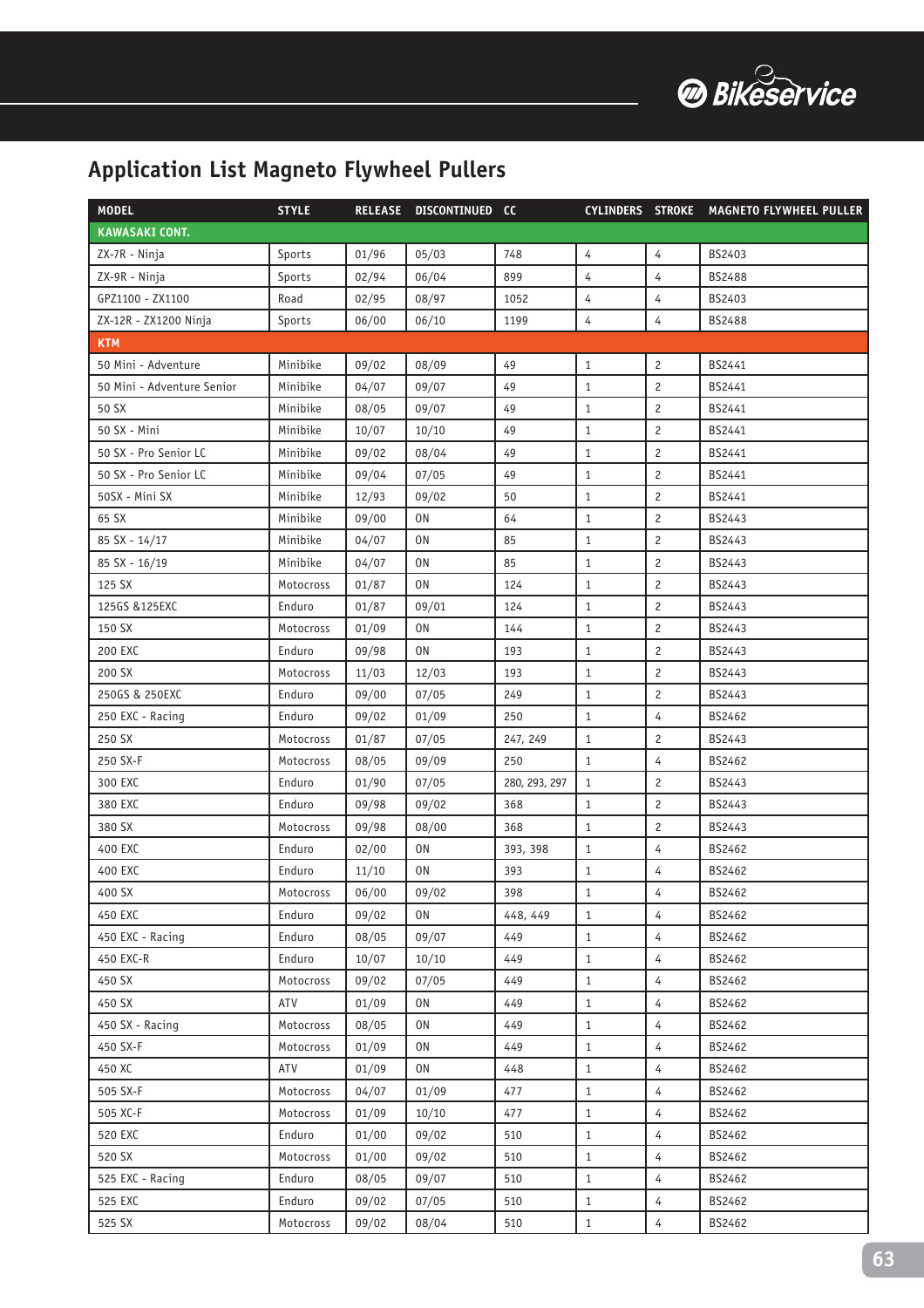## Application List Magneto Flywheel Pullers

| MODEL | STYLE | RELEASE | DISCONTINUED | CC | CYLINDERS | STROKE | MAGNETO FLYWHEEL PULLER |
|---|---|---|---|---|---|---|---|
| **KAWASAKI CONT.** | | | | | | | |
| ZX-7R - Ninja | Sports | 01/96 | 05/03 | 748 | 4 | 4 | BS2403 |
| ZX-9R - Ninja | Sports | 02/94 | 06/04 | 899 | 4 | 4 | BS2488 |
| GPZ1100 - ZX1100 | Road | 02/95 | 08/97 | 1052 | 4 | 4 | BS2403 |
| ZX-12R - ZX1200 Ninja | Sports | 06/00 | 06/10 | 1199 | 4 | 4 | BS2488 |
| **KTM** | | | | | | | |
| 50 Mini - Adventure | Minibike | 09/02 | 08/09 | 49 | 1 | 2 | BS2441 |
| 50 Mini - Adventure Senior | Minibike | 04/07 | 09/07 | 49 | 1 | 2 | BS2441 |
| 50 SX | Minibike | 08/05 | 09/07 | 49 | 1 | 2 | BS2441 |
| 50 SX - Mini | Minibike | 10/07 | 10/10 | 49 | 1 | 2 | BS2441 |
| 50 SX - Pro Senior LC | Minibike | 09/02 | 08/04 | 49 | 1 | 2 | BS2441 |
| 50 SX - Pro Senior LC | Minibike | 09/04 | 07/05 | 49 | 1 | 2 | BS2441 |
| 50SX - Mini SX | Minibike | 12/93 | 09/02 | 50 | 1 | 2 | BS2441 |
| 65 SX | Minibike | 09/00 | ON | 64 | 1 | 2 | BS2443 |
| 85 SX - 14/17 | Minibike | 04/07 | ON | 85 | 1 | 2 | BS2443 |
| 85 SX - 16/19 | Minibike | 04/07 | ON | 85 | 1 | 2 | BS2443 |
| 125 SX | Motocross | 01/87 | ON | 124 | 1 | 2 | BS2443 |
| 125GS &125EXC | Enduro | 01/87 | 09/01 | 124 | 1 | 2 | BS2443 |
| 150 SX | Motocross | 01/09 | ON | 144 | 1 | 2 | BS2443 |
| 200 EXC | Enduro | 09/98 | ON | 193 | 1 | 2 | BS2443 |
| 200 SX | Motocross | 11/03 | 12/03 | 193 | 1 | 2 | BS2443 |
| 250GS & 250EXC | Enduro | 09/00 | 07/05 | 249 | 1 | 2 | BS2443 |
| 250 EXC - Racing | Enduro | 09/02 | 01/09 | 250 | 1 | 4 | BS2462 |
| 250 SX | Motocross | 01/87 | 07/05 | 247, 249 | 1 | 2 | BS2443 |
| 250 SX-F | Motocross | 08/05 | 09/09 | 250 | 1 | 4 | BS2462 |
| 300 EXC | Enduro | 01/90 | 07/05 | 280, 293, 297 | 1 | 2 | BS2443 |
| 380 EXC | Enduro | 09/98 | 09/02 | 368 | 1 | 2 | BS2443 |
| 380 SX | Motocross | 09/98 | 08/00 | 368 | 1 | 2 | BS2443 |
| 400 EXC | Enduro | 02/00 | ON | 393, 398 | 1 | 4 | BS2462 |
| 400 EXC | Enduro | 11/10 | ON | 393 | 1 | 4 | BS2462 |
| 400 SX | Motocross | 06/00 | 09/02 | 398 | 1 | 4 | BS2462 |
| 450 EXC | Enduro | 09/02 | ON | 448, 449 | 1 | 4 | BS2462 |
| 450 EXC - Racing | Enduro | 08/05 | 09/07 | 449 | 1 | 4 | BS2462 |
| 450 EXC-R | Enduro | 10/07 | 10/10 | 449 | 1 | 4 | BS2462 |
| 450 SX | Motocross | 09/02 | 07/05 | 449 | 1 | 4 | BS2462 |
| 450 SX | ATV | 01/09 | ON | 449 | 1 | 4 | BS2462 |
| 450 SX - Racing | Motocross | 08/05 | ON | 449 | 1 | 4 | BS2462 |
| 450 SX-F | Motocross | 01/09 | ON | 449 | 1 | 4 | BS2462 |
| 450 XC | ATV | 01/09 | ON | 448 | 1 | 4 | BS2462 |
| 505 SX-F | Motocross | 04/07 | 01/09 | 477 | 1 | 4 | BS2462 |
| 505 XC-F | Motocross | 01/09 | 10/10 | 477 | 1 | 4 | BS2462 |
| 520 EXC | Enduro | 01/00 | 09/02 | 510 | 1 | 4 | BS2462 |
| 520 SX | Motocross | 01/00 | 09/02 | 510 | 1 | 4 | BS2462 |
| 525 EXC - Racing | Enduro | 08/05 | 09/07 | 510 | 1 | 4 | BS2462 |
| 525 EXC | Enduro | 09/02 | 07/05 | 510 | 1 | 4 | BS2462 |
| 525 SX | Motocross | 09/02 | 08/04 | 510 | 1 | 4 | BS2462 |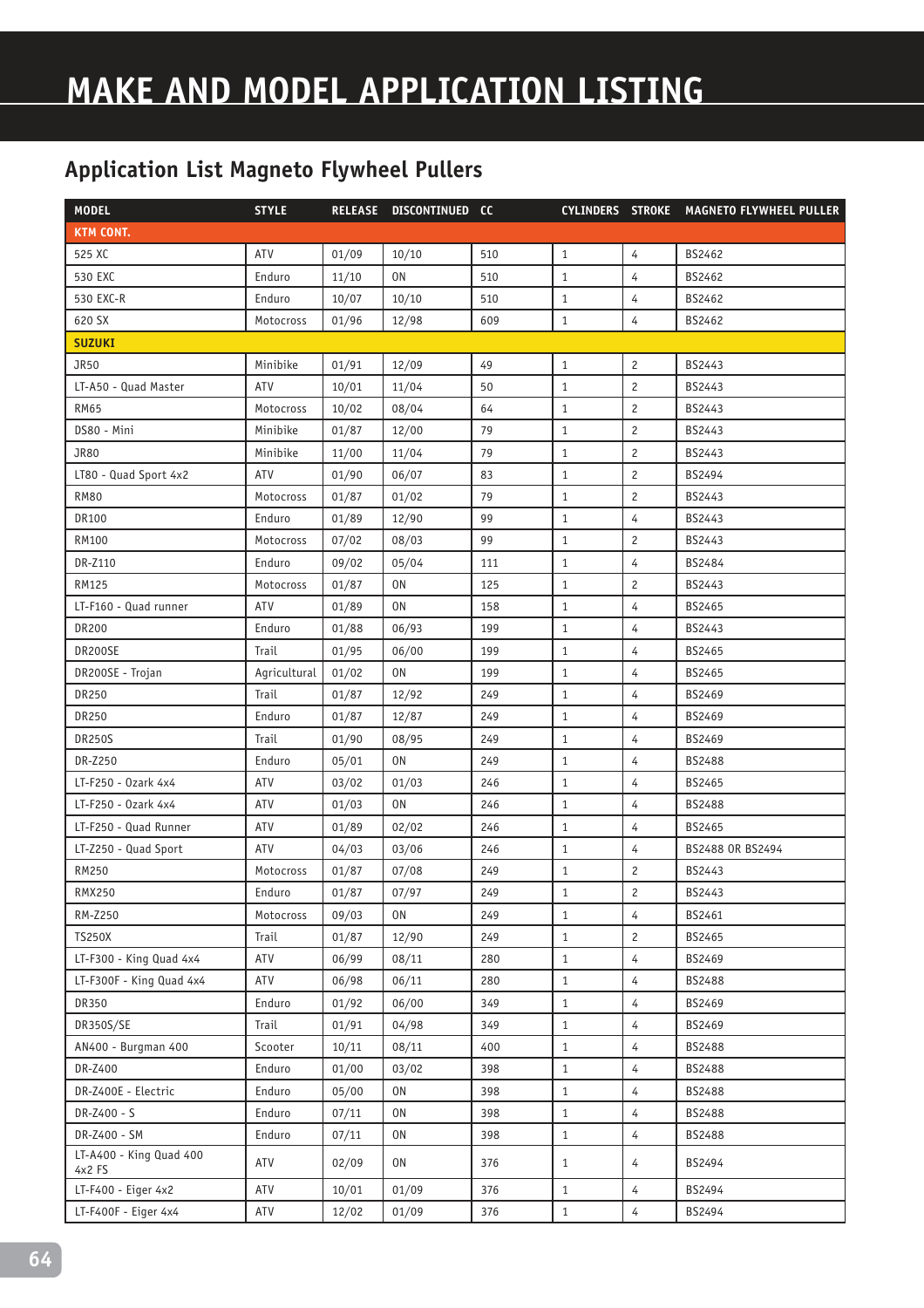# MAKE AND MODEL APPLICATION LISTING

## Application List Magneto Flywheel Pullers

| MODEL | STYLE | RELEASE | DISCONTINUED | CC | CYLINDERS | STROKE | MAGNETO FLYWHEEL PULLER |
|---|---|---|---|---|---|---|---|
| **KTM CONT.** | | | | | | | |
| 525 XC | ATV | 01/09 | 10/10 | 510 | 1 | 4 | BS2462 |
| 530 EXC | Enduro | 11/10 | ON | 510 | 1 | 4 | BS2462 |
| 530 EXC-R | Enduro | 10/07 | 10/10 | 510 | 1 | 4 | BS2462 |
| 620 SX | Motocross | 01/96 | 12/98 | 609 | 1 | 4 | BS2462 |
| **SUZUKI** | | | | | | | |
| JR50 | Minibike | 01/91 | 12/09 | 49 | 1 | 2 | BS2443 |
| LT-A50 - Quad Master | ATV | 10/01 | 11/04 | 50 | 1 | 2 | BS2443 |
| RM65 | Motocross | 10/02 | 08/04 | 64 | 1 | 2 | BS2443 |
| DS80 - Mini | Minibike | 01/87 | 12/00 | 79 | 1 | 2 | BS2443 |
| JR80 | Minibike | 11/00 | 11/04 | 79 | 1 | 2 | BS2443 |
| LT80 - Quad Sport 4x2 | ATV | 01/90 | 06/07 | 83 | 1 | 2 | BS2494 |
| RM80 | Motocross | 01/87 | 01/02 | 79 | 1 | 2 | BS2443 |
| DR100 | Enduro | 01/89 | 12/90 | 99 | 1 | 4 | BS2443 |
| RM100 | Motocross | 07/02 | 08/03 | 99 | 1 | 2 | BS2443 |
| DR-Z110 | Enduro | 09/02 | 05/04 | 111 | 1 | 4 | BS2484 |
| RM125 | Motocross | 01/87 | ON | 125 | 1 | 2 | BS2443 |
| LT-F160 - Quad runner | ATV | 01/89 | ON | 158 | 1 | 4 | BS2465 |
| DR200 | Enduro | 01/88 | 06/93 | 199 | 1 | 4 | BS2443 |
| DR200SE | Trail | 01/95 | 06/00 | 199 | 1 | 4 | BS2465 |
| DR200SE - Trojan | Agricultural | 01/02 | ON | 199 | 1 | 4 | BS2465 |
| DR250 | Trail | 01/87 | 12/92 | 249 | 1 | 4 | BS2469 |
| DR250 | Enduro | 01/87 | 12/87 | 249 | 1 | 4 | BS2469 |
| DR250S | Trail | 01/90 | 08/95 | 249 | 1 | 4 | BS2469 |
| DR-Z250 | Enduro | 05/01 | ON | 249 | 1 | 4 | BS2488 |
| LT-F250 - Ozark 4x4 | ATV | 03/02 | 01/03 | 246 | 1 | 4 | BS2465 |
| LT-F250 - Ozark 4x4 | ATV | 01/03 | ON | 246 | 1 | 4 | BS2488 |
| LT-F250 - Quad Runner | ATV | 01/89 | 02/02 | 246 | 1 | 4 | BS2465 |
| LT-Z250 - Quad Sport | ATV | 04/03 | 03/06 | 246 | 1 | 4 | BS2488 OR BS2494 |
| RM250 | Motocross | 01/87 | 07/08 | 249 | 1 | 2 | BS2443 |
| RMX250 | Enduro | 01/87 | 07/97 | 249 | 1 | 2 | BS2443 |
| RM-Z250 | Motocross | 09/03 | ON | 249 | 1 | 4 | BS2461 |
| TS250X | Trail | 01/87 | 12/90 | 249 | 1 | 2 | BS2465 |
| LT-F300 - King Quad 4x4 | ATV | 06/99 | 08/11 | 280 | 1 | 4 | BS2469 |
| LT-F300F - King Quad 4x4 | ATV | 06/98 | 06/11 | 280 | 1 | 4 | BS2488 |
| DR350 | Enduro | 01/92 | 06/00 | 349 | 1 | 4 | BS2469 |
| DR350S/SE | Trail | 01/91 | 04/98 | 349 | 1 | 4 | BS2469 |
| AN400 - Burgman 400 | Scooter | 10/11 | 08/11 | 400 | 1 | 4 | BS2488 |
| DR-Z400 | Enduro | 01/00 | 03/02 | 398 | 1 | 4 | BS2488 |
| DR-Z400E - Electric | Enduro | 05/00 | ON | 398 | 1 | 4 | BS2488 |
| DR-Z400 - S | Enduro | 07/11 | ON | 398 | 1 | 4 | BS2488 |
| DR-Z400 - SM | Enduro | 07/11 | ON | 398 | 1 | 4 | BS2488 |
| LT-A400 - King Quad 400 4x2 FS | ATV | 02/09 | ON | 376 | 1 | 4 | BS2494 |
| LT-F400 - Eiger 4x2 | ATV | 10/01 | 01/09 | 376 | 1 | 4 | BS2494 |
| LT-F400F - Eiger 4x4 | ATV | 12/02 | 01/09 | 376 | 1 | 4 | BS2494 |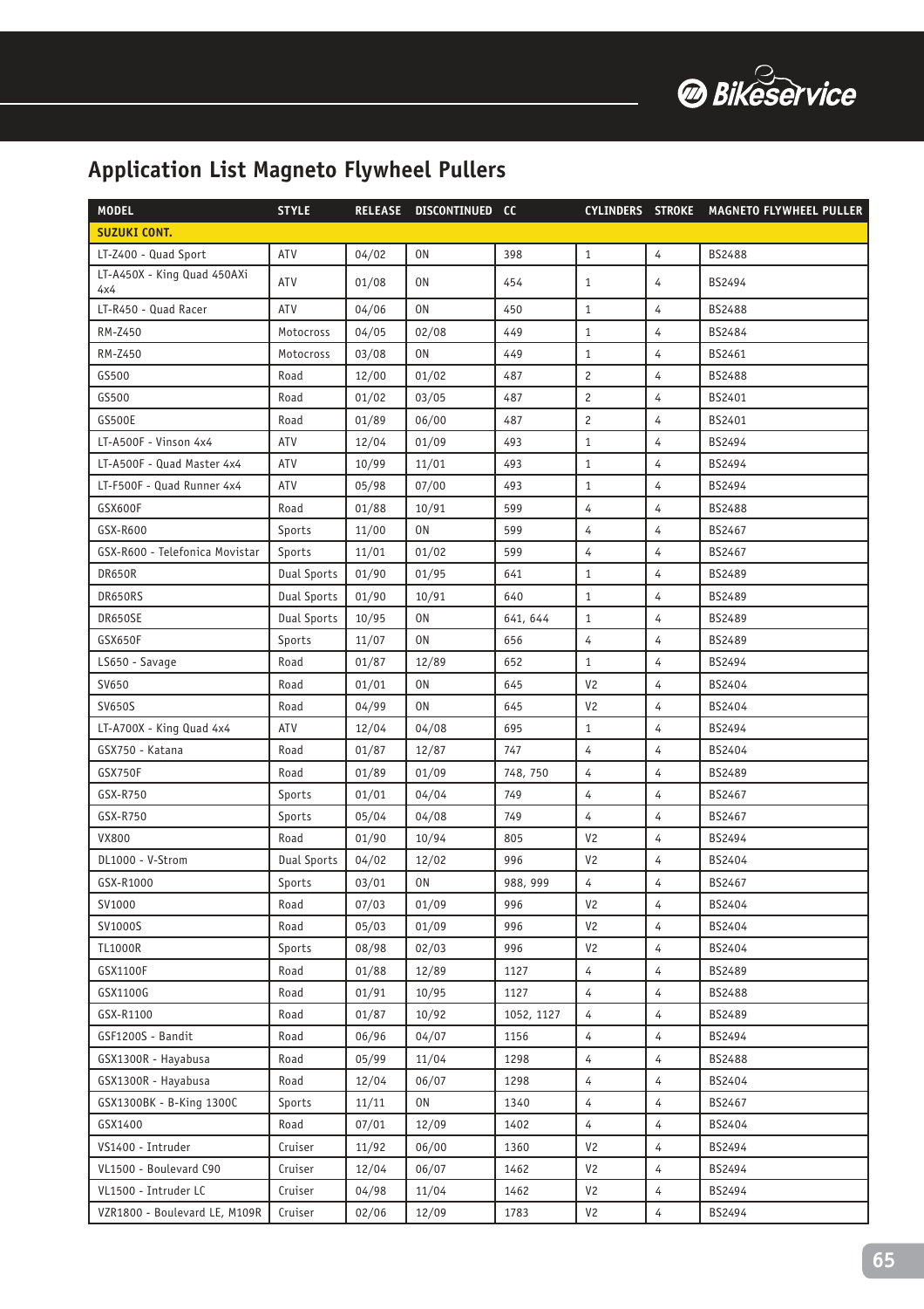## Application List Magneto Flywheel Pullers

| MODEL | STYLE | RELEASE | DISCONTINUED | CC | CYLINDERS | STROKE | MAGNETO FLYWHEEL PULLER |
|---|---|---|---|---|---|---|---|
| **SUZUKI CONT.** | | | | | | | |
| LT-Z400 - Quad Sport | ATV | 04/02 | ON | 398 | 1 | 4 | BS2488 |
| LT-A450X - King Quad 450AXi 4x4 | ATV | 01/08 | ON | 454 | 1 | 4 | BS2494 |
| LT-R450 - Quad Racer | ATV | 04/06 | ON | 450 | 1 | 4 | BS2488 |
| RM-Z450 | Motocross | 04/05 | 02/08 | 449 | 1 | 4 | BS2484 |
| RM-Z450 | Motocross | 03/08 | ON | 449 | 1 | 4 | BS2461 |
| GS500 | Road | 12/00 | 01/02 | 487 | 2 | 4 | BS2488 |
| GS500 | Road | 01/02 | 03/05 | 487 | 2 | 4 | BS2401 |
| GS500E | Road | 01/89 | 06/00 | 487 | 2 | 4 | BS2401 |
| LT-A500F - Vinson 4x4 | ATV | 12/04 | 01/09 | 493 | 1 | 4 | BS2494 |
| LT-A500F - Quad Master 4x4 | ATV | 10/99 | 11/01 | 493 | 1 | 4 | BS2494 |
| LT-F500F - Quad Runner 4x4 | ATV | 05/98 | 07/00 | 493 | 1 | 4 | BS2494 |
| GSX600F | Road | 01/88 | 10/91 | 599 | 4 | 4 | BS2488 |
| GSX-R600 | Sports | 11/00 | ON | 599 | 4 | 4 | BS2467 |
| GSX-R600 - Telefonica Movistar | Sports | 11/01 | 01/02 | 599 | 4 | 4 | BS2467 |
| DR650R | Dual Sports | 01/90 | 01/95 | 641 | 1 | 4 | BS2489 |
| DR650RS | Dual Sports | 01/90 | 10/91 | 640 | 1 | 4 | BS2489 |
| DR650SE | Dual Sports | 10/95 | ON | 641, 644 | 1 | 4 | BS2489 |
| GSX650F | Sports | 11/07 | ON | 656 | 4 | 4 | BS2489 |
| LS650 - Savage | Road | 01/87 | 12/89 | 652 | 1 | 4 | BS2494 |
| SV650 | Road | 01/01 | ON | 645 | V2 | 4 | BS2404 |
| SV650S | Road | 04/99 | ON | 645 | V2 | 4 | BS2404 |
| LT-A700X - King Quad 4x4 | ATV | 12/04 | 04/08 | 695 | 1 | 4 | BS2494 |
| GSX750 - Katana | Road | 01/87 | 12/87 | 747 | 4 | 4 | BS2404 |
| GSX750F | Road | 01/89 | 01/09 | 748, 750 | 4 | 4 | BS2489 |
| GSX-R750 | Sports | 01/01 | 04/04 | 749 | 4 | 4 | BS2467 |
| GSX-R750 | Sports | 05/04 | 04/08 | 749 | 4 | 4 | BS2467 |
| VX800 | Road | 01/90 | 10/94 | 805 | V2 | 4 | BS2494 |
| DL1000 - V-Strom | Dual Sports | 04/02 | 12/02 | 996 | V2 | 4 | BS2404 |
| GSX-R1000 | Sports | 03/01 | ON | 988, 999 | 4 | 4 | BS2467 |
| SV1000 | Road | 07/03 | 01/09 | 996 | V2 | 4 | BS2404 |
| SV1000S | Road | 05/03 | 01/09 | 996 | V2 | 4 | BS2404 |
| TL1000R | Sports | 08/98 | 02/03 | 996 | V2 | 4 | BS2404 |
| GSX1100F | Road | 01/88 | 12/89 | 1127 | 4 | 4 | BS2489 |
| GSX1100G | Road | 01/91 | 10/95 | 1127 | 4 | 4 | BS2488 |
| GSX-R1100 | Road | 01/87 | 10/92 | 1052, 1127 | 4 | 4 | BS2489 |
| GSF1200S - Bandit | Road | 06/96 | 04/07 | 1156 | 4 | 4 | BS2494 |
| GSX1300R - Hayabusa | Road | 05/99 | 11/04 | 1298 | 4 | 4 | BS2488 |
| GSX1300R - Hayabusa | Road | 12/04 | 06/07 | 1298 | 4 | 4 | BS2404 |
| GSX1300BK - B-King 1300C | Sports | 11/11 | ON | 1340 | 4 | 4 | BS2467 |
| GSX1400 | Road | 07/01 | 12/09 | 1402 | 4 | 4 | BS2404 |
| VS1400 - Intruder | Cruiser | 11/92 | 06/00 | 1360 | V2 | 4 | BS2494 |
| VL1500 - Boulevard C90 | Cruiser | 12/04 | 06/07 | 1462 | V2 | 4 | BS2494 |
| VL1500 - Intruder LC | Cruiser | 04/98 | 11/04 | 1462 | V2 | 4 | BS2494 |
| VZR1800 - Boulevard LE, M109R | Cruiser | 02/06 | 12/09 | 1783 | V2 | 4 | BS2494 |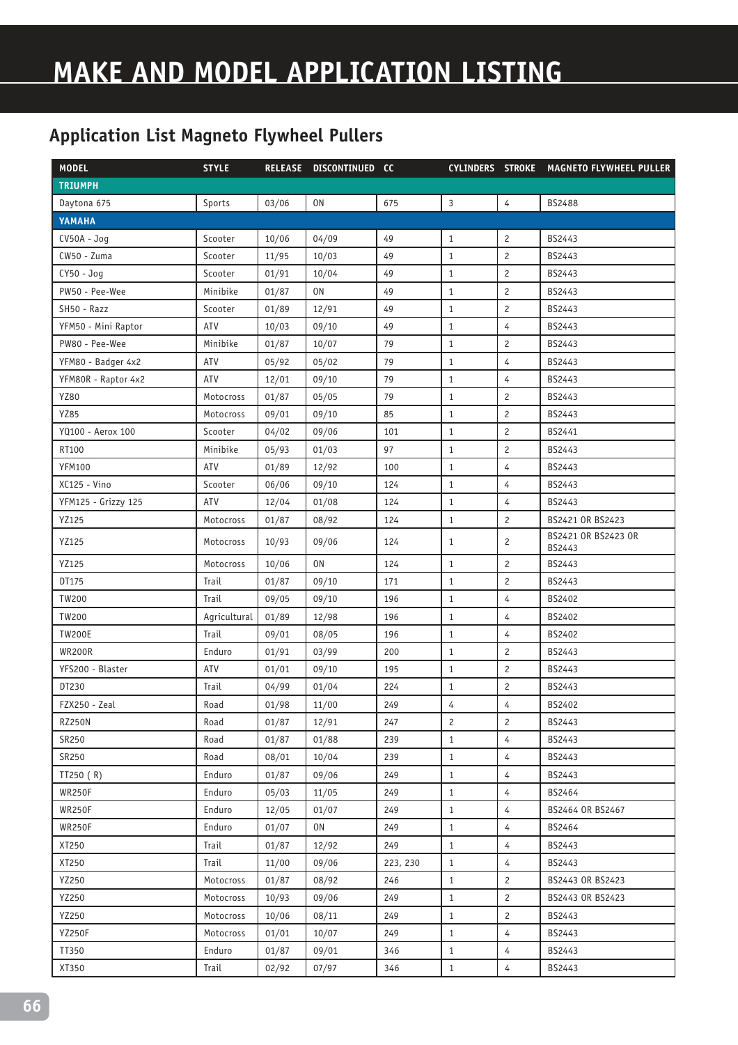# MAKE AND MODEL APPLICATION LISTING

## Application List Magneto Flywheel Pullers

| MODEL | STYLE | RELEASE | DISCONTINUED | CC | CYLINDERS | STROKE | MAGNETO FLYWHEEL PULLER |
|---|---|---|---|---|---|---|---|
| **TRIUMPH** | | | | | | | |
| Daytona 675 | Sports | 03/06 | ON | 675 | 3 | 4 | BS2488 |
| **YAMAHA** | | | | | | | |
| CV50A - Jog | Scooter | 10/06 | 04/09 | 49 | 1 | 2 | BS2443 |
| CW50 - Zuma | Scooter | 11/95 | 10/03 | 49 | 1 | 2 | BS2443 |
| CY50 - Jog | Scooter | 01/91 | 10/04 | 49 | 1 | 2 | BS2443 |
| PW50 - Pee-Wee | Minibike | 01/87 | ON | 49 | 1 | 2 | BS2443 |
| SH50 - Razz | Scooter | 01/89 | 12/91 | 49 | 1 | 2 | BS2443 |
| YFM50 - Mini Raptor | ATV | 10/03 | 09/10 | 49 | 1 | 4 | BS2443 |
| PW80 - Pee-Wee | Minibike | 01/87 | 10/07 | 79 | 1 | 2 | BS2443 |
| YFM80 - Badger 4x2 | ATV | 05/92 | 05/02 | 79 | 1 | 4 | BS2443 |
| YFM80R - Raptor 4x2 | ATV | 12/01 | 09/10 | 79 | 1 | 4 | BS2443 |
| YZ80 | Motocross | 01/87 | 05/05 | 79 | 1 | 2 | BS2443 |
| YZ85 | Motocross | 09/01 | 09/10 | 85 | 1 | 2 | BS2443 |
| YQ100 - Aerox 100 | Scooter | 04/02 | 09/06 | 101 | 1 | 2 | BS2441 |
| RT100 | Minibike | 05/93 | 01/03 | 97 | 1 | 2 | BS2443 |
| YFM100 | ATV | 01/89 | 12/92 | 100 | 1 | 4 | BS2443 |
| XC125 - Vino | Scooter | 06/06 | 09/10 | 124 | 1 | 4 | BS2443 |
| YFM125 - Grizzy 125 | ATV | 12/04 | 01/08 | 124 | 1 | 4 | BS2443 |
| YZ125 | Motocross | 01/87 | 08/92 | 124 | 1 | 2 | BS2421 OR BS2423 |
| YZ125 | Motocross | 10/93 | 09/06 | 124 | 1 | 2 | BS2421 OR BS2423 OR BS2443 |
| YZ125 | Motocross | 10/06 | ON | 124 | 1 | 2 | BS2443 |
| DT175 | Trail | 01/87 | 09/10 | 171 | 1 | 2 | BS2443 |
| TW200 | Trail | 09/05 | 09/10 | 196 | 1 | 4 | BS2402 |
| TW200 | Agricultural | 01/89 | 12/98 | 196 | 1 | 4 | BS2402 |
| TW200E | Trail | 09/01 | 08/05 | 196 | 1 | 4 | BS2402 |
| WR200R | Enduro | 01/91 | 03/99 | 200 | 1 | 2 | BS2443 |
| YFS200 - Blaster | ATV | 01/01 | 09/10 | 195 | 1 | 2 | BS2443 |
| DT230 | Trail | 04/99 | 01/04 | 224 | 1 | 2 | BS2443 |
| FZX250 - Zeal | Road | 01/98 | 11/00 | 249 | 4 | 4 | BS2402 |
| RZ250N | Road | 01/87 | 12/91 | 247 | 2 | 2 | BS2443 |
| SR250 | Road | 01/87 | 01/88 | 239 | 1 | 4 | BS2443 |
| SR250 | Road | 08/01 | 10/04 | 239 | 1 | 4 | BS2443 |
| TT250 ( R) | Enduro | 01/87 | 09/06 | 249 | 1 | 4 | BS2443 |
| WR250F | Enduro | 05/03 | 11/05 | 249 | 1 | 4 | BS2464 |
| WR250F | Enduro | 12/05 | 01/07 | 249 | 1 | 4 | BS2464 OR BS2467 |
| WR250F | Enduro | 01/07 | ON | 249 | 1 | 4 | BS2464 |
| XT250 | Trail | 01/87 | 12/92 | 249 | 1 | 4 | BS2443 |
| XT250 | Trail | 11/00 | 09/06 | 223, 230 | 1 | 4 | BS2443 |
| YZ250 | Motocross | 01/87 | 08/92 | 246 | 1 | 2 | BS2443 OR BS2423 |
| YZ250 | Motocross | 10/93 | 09/06 | 249 | 1 | 2 | BS2443 OR BS2423 |
| YZ250 | Motocross | 10/06 | 08/11 | 249 | 1 | 2 | BS2443 |
| YZ250F | Motocross | 01/01 | 10/07 | 249 | 1 | 4 | BS2443 |
| TT350 | Enduro | 01/87 | 09/01 | 346 | 1 | 4 | BS2443 |
| XT350 | Trail | 02/92 | 07/97 | 346 | 1 | 4 | BS2443 |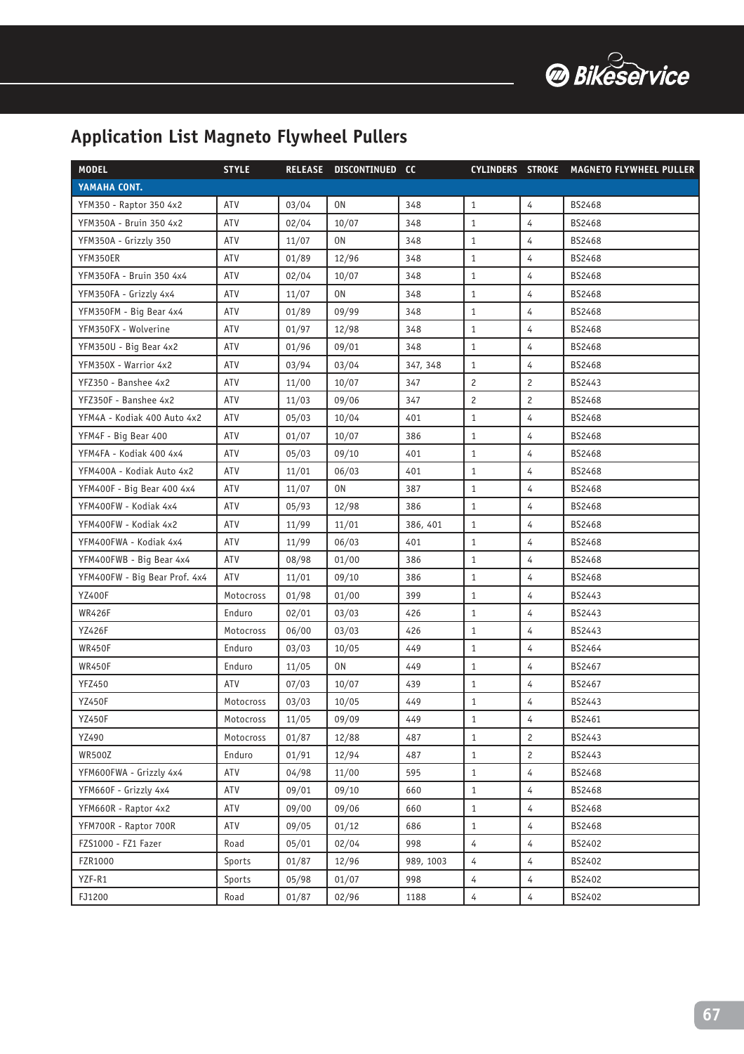## Application List Magneto Flywheel Pullers

| MODEL | STYLE | RELEASE | DISCONTINUED | CC | CYLINDERS | STROKE | MAGNETO FLYWHEEL PULLER |
|---|---|---|---|---|---|---|---|
| **YAMAHA CONT.** | | | | | | | |
| YFM350 - Raptor 350 4x2 | ATV | 03/04 | ON | 348 | 1 | 4 | BS2468 |
| YFM350A - Bruin 350 4x2 | ATV | 02/04 | 10/07 | 348 | 1 | 4 | BS2468 |
| YFM350A - Grizzly 350 | ATV | 11/07 | ON | 348 | 1 | 4 | BS2468 |
| YFM350ER | ATV | 01/89 | 12/96 | 348 | 1 | 4 | BS2468 |
| YFM350FA - Bruin 350 4x4 | ATV | 02/04 | 10/07 | 348 | 1 | 4 | BS2468 |
| YFM350FA - Grizzly 4x4 | ATV | 11/07 | ON | 348 | 1 | 4 | BS2468 |
| YFM350FM - Big Bear 4x4 | ATV | 01/89 | 09/99 | 348 | 1 | 4 | BS2468 |
| YFM350FX - Wolverine | ATV | 01/97 | 12/98 | 348 | 1 | 4 | BS2468 |
| YFM350U - Big Bear 4x2 | ATV | 01/96 | 09/01 | 348 | 1 | 4 | BS2468 |
| YFM350X - Warrior 4x2 | ATV | 03/94 | 03/04 | 347, 348 | 1 | 4 | BS2468 |
| YFZ350 - Banshee 4x2 | ATV | 11/00 | 10/07 | 347 | 2 | 2 | BS2443 |
| YFZ350F - Banshee 4x2 | ATV | 11/03 | 09/06 | 347 | 2 | 2 | BS2468 |
| YFM4A - Kodiak 400 Auto 4x2 | ATV | 05/03 | 10/04 | 401 | 1 | 4 | BS2468 |
| YFM4F - Big Bear 400 | ATV | 01/07 | 10/07 | 386 | 1 | 4 | BS2468 |
| YFM4FA - Kodiak 400 4x4 | ATV | 05/03 | 09/10 | 401 | 1 | 4 | BS2468 |
| YFM400A - Kodiak Auto 4x2 | ATV | 11/01 | 06/03 | 401 | 1 | 4 | BS2468 |
| YFM400F - Big Bear 400 4x4 | ATV | 11/07 | ON | 387 | 1 | 4 | BS2468 |
| YFM400FW - Kodiak 4x4 | ATV | 05/93 | 12/98 | 386 | 1 | 4 | BS2468 |
| YFM400FW - Kodiak 4x2 | ATV | 11/99 | 11/01 | 386, 401 | 1 | 4 | BS2468 |
| YFM400FWA - Kodiak 4x4 | ATV | 11/99 | 06/03 | 401 | 1 | 4 | BS2468 |
| YFM400FWB - Big Bear 4x4 | ATV | 08/98 | 01/00 | 386 | 1 | 4 | BS2468 |
| YFM400FW - Big Bear Prof. 4x4 | ATV | 11/01 | 09/10 | 386 | 1 | 4 | BS2468 |
| YZ400F | Motocross | 01/98 | 01/00 | 399 | 1 | 4 | BS2443 |
| WR426F | Enduro | 02/01 | 03/03 | 426 | 1 | 4 | BS2443 |
| YZ426F | Motocross | 06/00 | 03/03 | 426 | 1 | 4 | BS2443 |
| WR450F | Enduro | 03/03 | 10/05 | 449 | 1 | 4 | BS2464 |
| WR450F | Enduro | 11/05 | ON | 449 | 1 | 4 | BS2467 |
| YFZ450 | ATV | 07/03 | 10/07 | 439 | 1 | 4 | BS2467 |
| YZ450F | Motocross | 03/03 | 10/05 | 449 | 1 | 4 | BS2443 |
| YZ450F | Motocross | 11/05 | 09/09 | 449 | 1 | 4 | BS2461 |
| YZ490 | Motocross | 01/87 | 12/88 | 487 | 1 | 2 | BS2443 |
| WR500Z | Enduro | 01/91 | 12/94 | 487 | 1 | 2 | BS2443 |
| YFM600FWA - Grizzly 4x4 | ATV | 04/98 | 11/00 | 595 | 1 | 4 | BS2468 |
| YFM660F - Grizzly 4x4 | ATV | 09/01 | 09/10 | 660 | 1 | 4 | BS2468 |
| YFM660R - Raptor 4x2 | ATV | 09/00 | 09/06 | 660 | 1 | 4 | BS2468 |
| YFM700R - Raptor 700R | ATV | 09/05 | 01/12 | 686 | 1 | 4 | BS2468 |
| FZS1000 - FZ1 Fazer | Road | 05/01 | 02/04 | 998 | 4 | 4 | BS2402 |
| FZR1000 | Sports | 01/87 | 12/96 | 989, 1003 | 4 | 4 | BS2402 |
| YZF-R1 | Sports | 05/98 | 01/07 | 998 | 4 | 4 | BS2402 |
| FJ1200 | Road | 01/87 | 02/96 | 1188 | 4 | 4 | BS2402 |